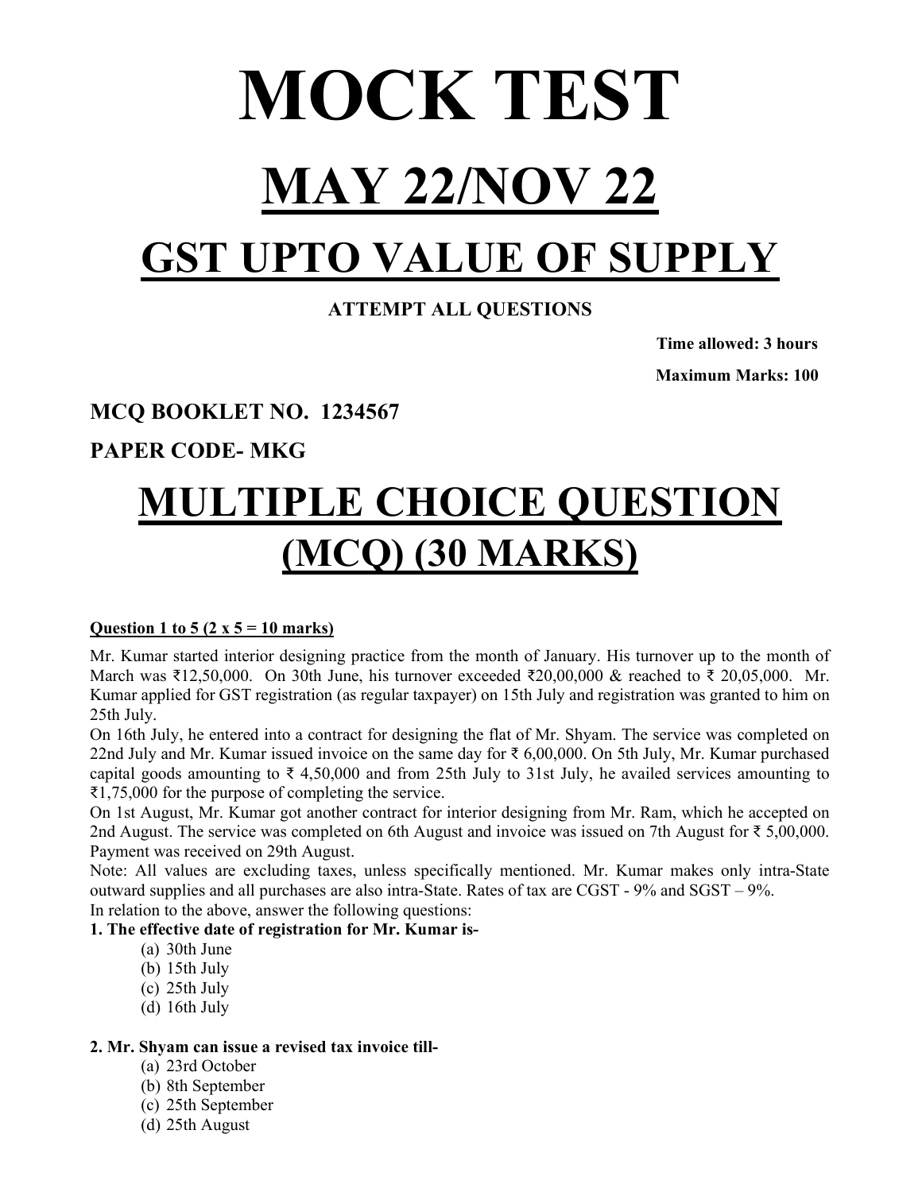# MOCK TEST

# MAY 22/NOV 22

# GST UPTO VALUE OF SUPPLY

**ATTEMPT ALL QUESTIONS**

**Time allowed: 3 hours**

**Maximum Marks: 100**

**MCQ BOOKLET NO. 1234567**

**PAPER CODE- MKG**

# MULTIPLE CHOICE QUESTION (MCQ) (30 MARKS)

**Question 1 to 5 (2 x 5 = 10 marks)**

Mr. Kumar started interior designing practice from the month of January. His turnover up to the month of March was ₹12,50,000. On 30th June, his turnover exceeded ₹20,00,000 & reached to ₹ 20,05,000. Mr. Kumar applied for GST registration (as regular taxpayer) on 15th July and registration was granted to him on 25th July.

On 16th July, he entered into a contract for designing the flat of Mr. Shyam. The service was completed on 22nd July and Mr. Kumar issued invoice on the same day for ₹ 6,00,000. On 5th July, Mr. Kumar purchased capital goods amounting to ₹ 4,50,000 and from 25th July to 31st July, he availed services amounting to ₹1,75,000 for the purpose of completing the service.

On 1st August, Mr. Kumar got another contract for interior designing from Mr. Ram, which he accepted on 2nd August. The service was completed on 6th August and invoice was issued on 7th August for ₹ 5,00,000. Payment was received on 29th August.

Note: All values are excluding taxes, unless specifically mentioned. Mr. Kumar makes only intra-State outward supplies and all purchases are also intra-State. Rates of tax are CGST - 9% and SGST – 9%.

In relation to the above, answer the following questions:

**1. The effective date of registration for Mr. Kumar is-**

(a) 30th June
(b) 15th July
(c) 25th July
(d) 16th July

**2. Mr. Shyam can issue a revised tax invoice till-**

(a) 23rd October
(b) 8th September
(c) 25th September
(d) 25th August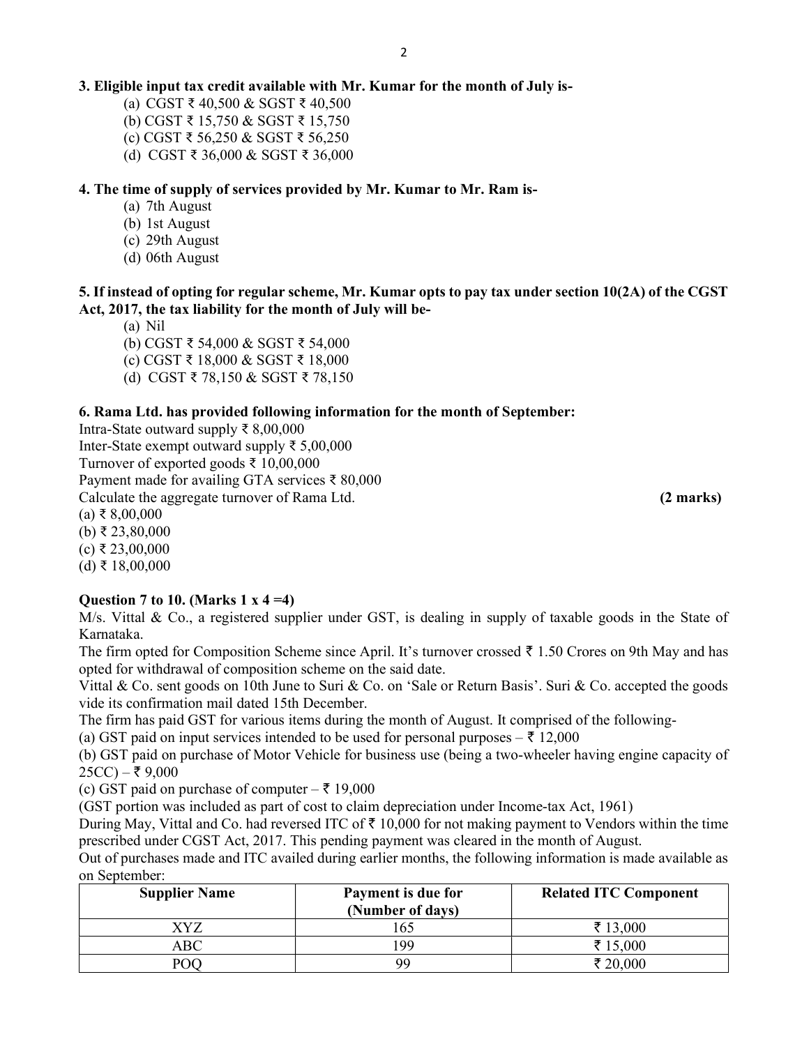**3. Eligible input tax credit available with Mr. Kumar for the month of July is-**

(a) CGST ₹ 40,500 & SGST ₹ 40,500
(b) CGST ₹ 15,750 & SGST ₹ 15,750
(c) CGST ₹ 56,250 & SGST ₹ 56,250
(d) CGST ₹ 36,000 & SGST ₹ 36,000

**4. The time of supply of services provided by Mr. Kumar to Mr. Ram is-**

(a) 7th August
(b) 1st August
(c) 29th August
(d) 06th August

**5. If instead of opting for regular scheme, Mr. Kumar opts to pay tax under section 10(2A) of the CGST Act, 2017, the tax liability for the month of July will be-**

(a) Nil
(b) CGST ₹ 54,000 & SGST ₹ 54,000
(c) CGST ₹ 18,000 & SGST ₹ 18,000
(d) CGST ₹ 78,150 & SGST ₹ 78,150

**6. Rama Ltd. has provided following information for the month of September:**

Intra-State outward supply ₹ 8,00,000
Inter-State exempt outward supply ₹ 5,00,000
Turnover of exported goods ₹ 10,00,000
Payment made for availing GTA services ₹ 80,000
Calculate the aggregate turnover of Rama Ltd. **(2 marks)**

(a) ₹ 8,00,000
(b) ₹ 23,80,000
(c) ₹ 23,00,000
(d) ₹ 18,00,000

**Question 7 to 10. (Marks 1 x 4 =4)**

M/s. Vittal & Co., a registered supplier under GST, is dealing in supply of taxable goods in the State of Karnataka.

The firm opted for Composition Scheme since April. It's turnover crossed ₹ 1.50 Crores on 9th May and has opted for withdrawal of composition scheme on the said date.

Vittal & Co. sent goods on 10th June to Suri & Co. on 'Sale or Return Basis'. Suri & Co. accepted the goods vide its confirmation mail dated 15th December.

The firm has paid GST for various items during the month of August. It comprised of the following-

(a) GST paid on input services intended to be used for personal purposes – ₹ 12,000

(b) GST paid on purchase of Motor Vehicle for business use (being a two-wheeler having engine capacity of 25CC) – ₹ 9,000

(c) GST paid on purchase of computer – ₹ 19,000

(GST portion was included as part of cost to claim depreciation under Income-tax Act, 1961)

During May, Vittal and Co. had reversed ITC of ₹ 10,000 for not making payment to Vendors within the time prescribed under CGST Act, 2017. This pending payment was cleared in the month of August.

Out of purchases made and ITC availed during earlier months, the following information is made available as on September:

| Supplier Name | Payment is due for (Number of days) | Related ITC Component |
|---|---|---|
| XYZ | 165 | ₹ 13,000 |
| ABC | 199 | ₹ 15,000 |
| POQ | 99 | ₹ 20,000 |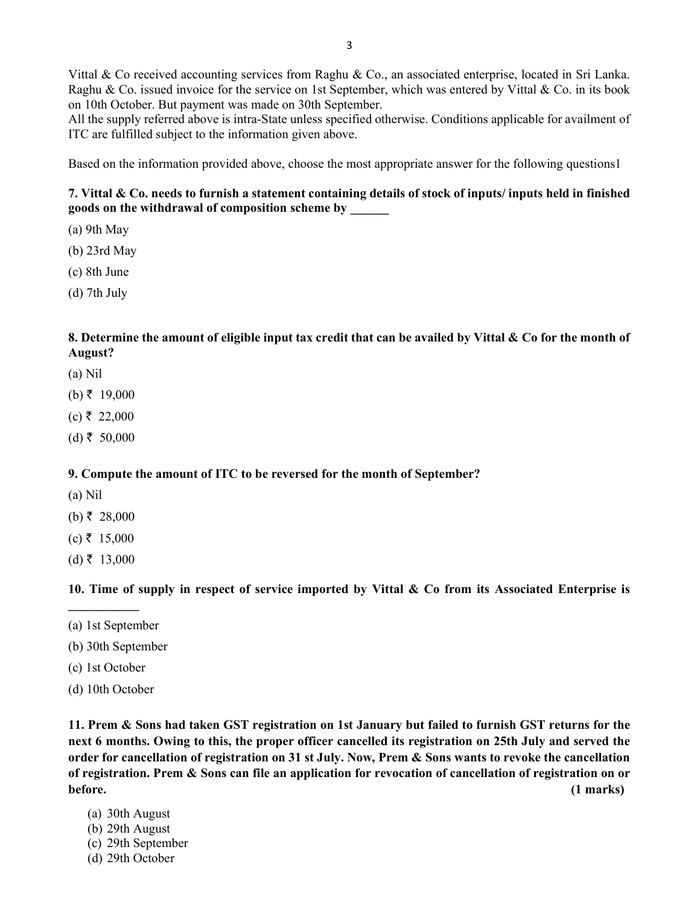Vittal & Co received accounting services from Raghu & Co., an associated enterprise, located in Sri Lanka. Raghu & Co. issued invoice for the service on 1st September, which was entered by Vittal & Co. in its book on 10th October. But payment was made on 30th September.

All the supply referred above is intra-State unless specified otherwise. Conditions applicable for availment of ITC are fulfilled subject to the information given above.

Based on the information provided above, choose the most appropriate answer for the following questions1

**7. Vittal & Co. needs to furnish a statement containing details of stock of inputs/ inputs held in finished goods on the withdrawal of composition scheme by ______**

(a) 9th May

(b) 23rd May

(c) 8th June

(d) 7th July

**8. Determine the amount of eligible input tax credit that can be availed by Vittal & Co for the month of August?**

(a) Nil

(b) ₹ 19,000

(c) ₹ 22,000

(d) ₹ 50,000

**9. Compute the amount of ITC to be reversed for the month of September?**

(a) Nil

(b) ₹ 28,000

(c) ₹ 15,000

(d) ₹ 13,000

**10. Time of supply in respect of service imported by Vittal & Co from its Associated Enterprise is ___________**

(a) 1st September

(b) 30th September

(c) 1st October

(d) 10th October

**11. Prem & Sons had taken GST registration on 1st January but failed to furnish GST returns for the next 6 months. Owing to this, the proper officer cancelled its registration on 25th July and served the order for cancellation of registration on 31 st July. Now, Prem & Sons wants to revoke the cancellation of registration. Prem & Sons can file an application for revocation of cancellation of registration on or before. (1 marks)**

(a) 30th August
(b) 29th August
(c) 29th September
(d) 29th October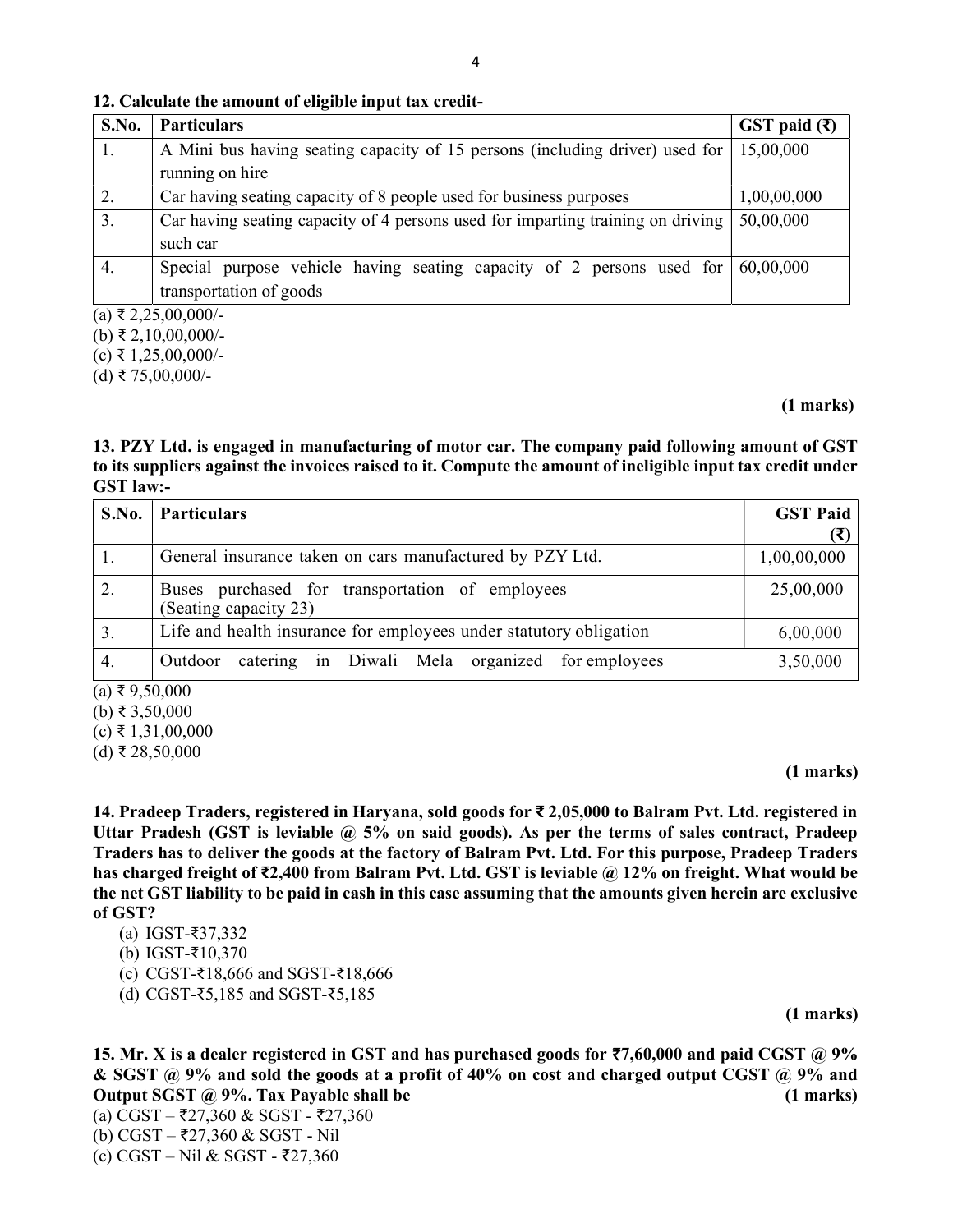**12. Calculate the amount of eligible input tax credit-**

| S.No. | Particulars | GST paid (₹) |
|---|---|---|
| 1. | A Mini bus having seating capacity of 15 persons (including driver) used for running on hire | 15,00,000 |
| 2. | Car having seating capacity of 8 people used for business purposes | 1,00,00,000 |
| 3. | Car having seating capacity of 4 persons used for imparting training on driving such car | 50,00,000 |
| 4. | Special purpose vehicle having seating capacity of 2 persons used for transportation of goods | 60,00,000 |

(a) ₹ 2,25,00,000/-
(b) ₹ 2,10,00,000/-
(c) ₹ 1,25,00,000/-
(d) ₹ 75,00,000/-

**(1 marks)**

**13. PZY Ltd. is engaged in manufacturing of motor car. The company paid following amount of GST to its suppliers against the invoices raised to it. Compute the amount of ineligible input tax credit under GST law:-**

| S.No. | Particulars | GST Paid (₹) |
|---|---|---|
| 1. | General insurance taken on cars manufactured by PZY Ltd. | 1,00,00,000 |
| 2. | Buses purchased for transportation of employees (Seating capacity 23) | 25,00,000 |
| 3. | Life and health insurance for employees under statutory obligation | 6,00,000 |
| 4. | Outdoor catering in Diwali Mela organized for employees | 3,50,000 |

(a) ₹ 9,50,000
(b) ₹ 3,50,000
(c) ₹ 1,31,00,000
(d) ₹ 28,50,000

**(1 marks)**

**14. Pradeep Traders, registered in Haryana, sold goods for ₹ 2,05,000 to Balram Pvt. Ltd. registered in Uttar Pradesh (GST is leviable @ 5% on said goods). As per the terms of sales contract, Pradeep Traders has to deliver the goods at the factory of Balram Pvt. Ltd. For this purpose, Pradeep Traders has charged freight of ₹2,400 from Balram Pvt. Ltd. GST is leviable @ 12% on freight. What would be the net GST liability to be paid in cash in this case assuming that the amounts given herein are exclusive of GST?**

(a) IGST-₹37,332
(b) IGST-₹10,370
(c) CGST-₹18,666 and SGST-₹18,666
(d) CGST-₹5,185 and SGST-₹5,185

**(1 marks)**

**15. Mr. X is a dealer registered in GST and has purchased goods for ₹7,60,000 and paid CGST @ 9% & SGST @ 9% and sold the goods at a profit of 40% on cost and charged output CGST @ 9% and Output SGST @ 9%. Tax Payable shall be (1 marks)**

(a) CGST – ₹27,360 & SGST - ₹27,360
(b) CGST – ₹27,360 & SGST - Nil
(c) CGST – Nil & SGST - ₹27,360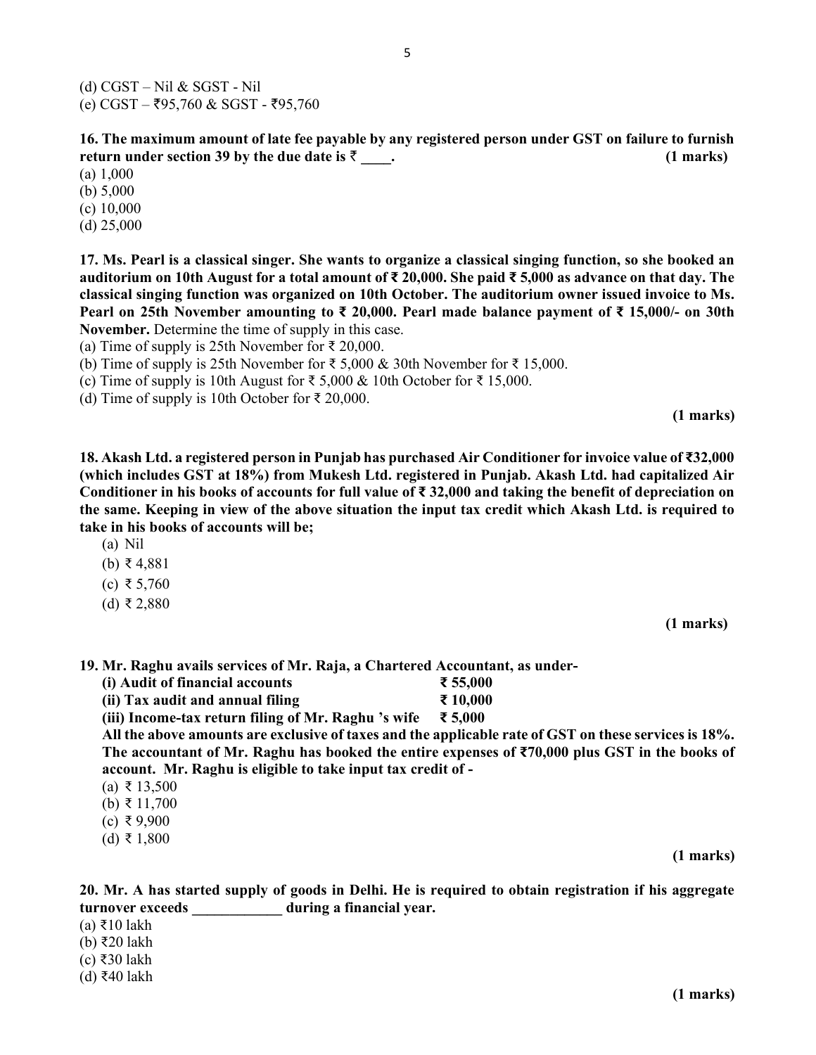(d) CGST – Nil & SGST - Nil

(e) CGST – ₹95,760 & SGST - ₹95,760

**16. The maximum amount of late fee payable by any registered person under GST on failure to furnish return under section 39 by the due date is ₹ ____.** **(1 marks)**

(a) 1,000

(b) 5,000

(c) 10,000

(d) 25,000

**17. Ms. Pearl is a classical singer. She wants to organize a classical singing function, so she booked an auditorium on 10th August for a total amount of ₹ 20,000. She paid ₹ 5,000 as advance on that day. The classical singing function was organized on 10th October. The auditorium owner issued invoice to Ms. Pearl on 25th November amounting to ₹ 20,000. Pearl made balance payment of ₹ 15,000/- on 30th November.** Determine the time of supply in this case.

(a) Time of supply is 25th November for ₹ 20,000.

(b) Time of supply is 25th November for ₹ 5,000 & 30th November for ₹ 15,000.

(c) Time of supply is 10th August for ₹ 5,000 & 10th October for ₹ 15,000.

(d) Time of supply is 10th October for ₹ 20,000.

**(1 marks)**

**18. Akash Ltd. a registered person in Punjab has purchased Air Conditioner for invoice value of ₹32,000 (which includes GST at 18%) from Mukesh Ltd. registered in Punjab. Akash Ltd. had capitalized Air Conditioner in his books of accounts for full value of ₹ 32,000 and taking the benefit of depreciation on the same. Keeping in view of the above situation the input tax credit which Akash Ltd. is required to take in his books of accounts will be;**

(a) Nil

(b) ₹ 4,881

(c) ₹ 5,760

(d) ₹ 2,880

**(1 marks)**

**19. Mr. Raghu avails services of Mr. Raja, a Chartered Accountant, as under-**

| | |
|---|---|
| **(i) Audit of financial accounts** | **₹ 55,000** |
| **(ii) Tax audit and annual filing** | **₹ 10,000** |
| **(iii) Income-tax return filing of Mr. Raghu 's wife** | **₹ 5,000** |

**All the above amounts are exclusive of taxes and the applicable rate of GST on these services is 18%. The accountant of Mr. Raghu has booked the entire expenses of ₹70,000 plus GST in the books of account. Mr. Raghu is eligible to take input tax credit of -**

(a) ₹ 13,500

(b) ₹ 11,700

(c) ₹ 9,900

(d) ₹ 1,800

**(1 marks)**

**20. Mr. A has started supply of goods in Delhi. He is required to obtain registration if his aggregate turnover exceeds ____________ during a financial year.**

(a) ₹10 lakh

(b) ₹20 lakh

(c) ₹30 lakh

(d) ₹40 lakh

**(1 marks)**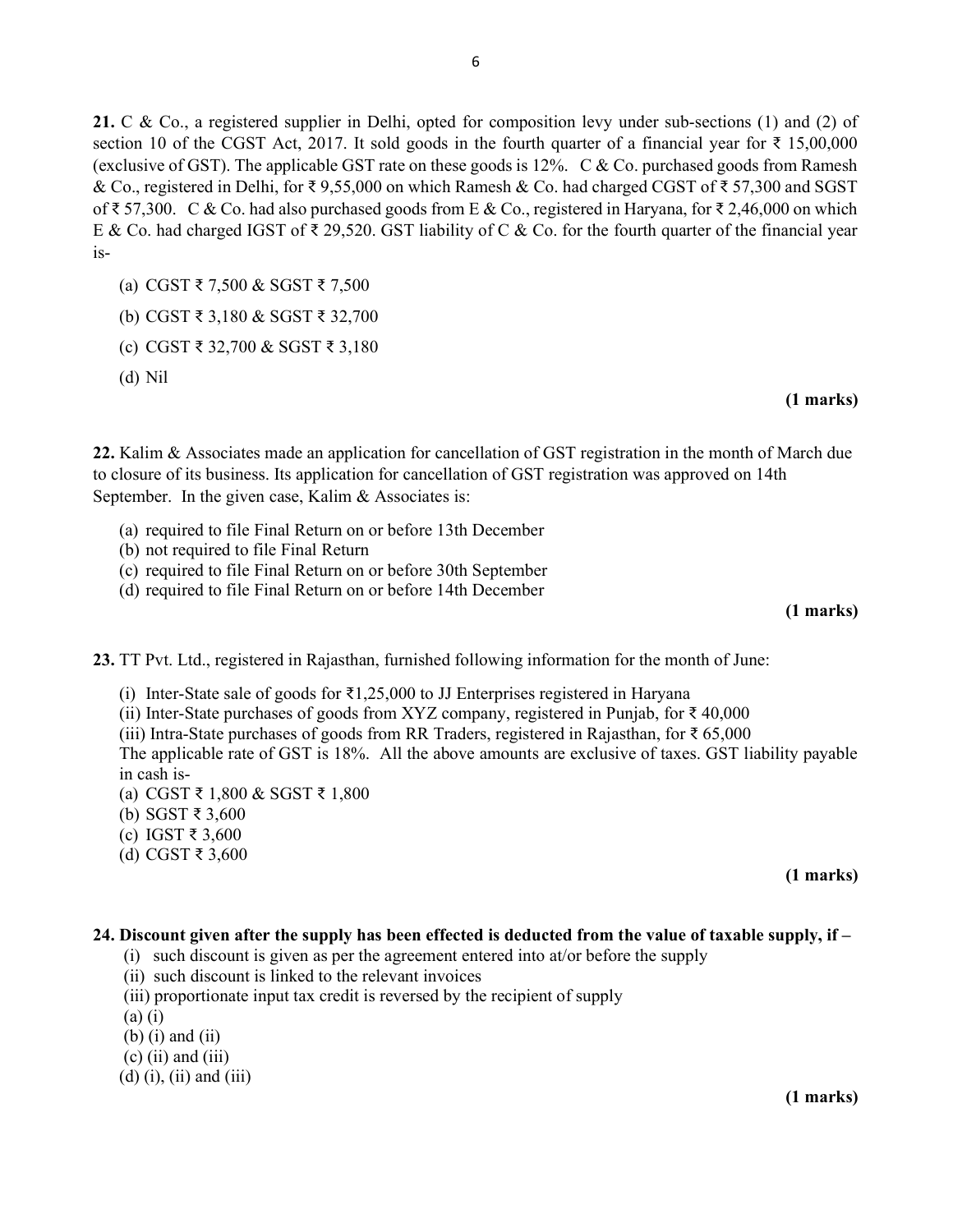**21.** C & Co., a registered supplier in Delhi, opted for composition levy under sub-sections (1) and (2) of section 10 of the CGST Act, 2017. It sold goods in the fourth quarter of a financial year for ₹ 15,00,000 (exclusive of GST). The applicable GST rate on these goods is 12%. C & Co. purchased goods from Ramesh & Co., registered in Delhi, for ₹ 9,55,000 on which Ramesh & Co. had charged CGST of ₹ 57,300 and SGST of ₹ 57,300. C & Co. had also purchased goods from E & Co., registered in Haryana, for ₹ 2,46,000 on which E & Co. had charged IGST of ₹ 29,520. GST liability of C & Co. for the fourth quarter of the financial year is-

(a) CGST ₹ 7,500 & SGST ₹ 7,500

(b) CGST ₹ 3,180 & SGST ₹ 32,700

(c) CGST ₹ 32,700 & SGST ₹ 3,180

(d) Nil

**(1 marks)**

**22.** Kalim & Associates made an application for cancellation of GST registration in the month of March due to closure of its business. Its application for cancellation of GST registration was approved on 14th September. In the given case, Kalim & Associates is:

(a) required to file Final Return on or before 13th December
(b) not required to file Final Return
(c) required to file Final Return on or before 30th September
(d) required to file Final Return on or before 14th December

**(1 marks)**

**23.** TT Pvt. Ltd., registered in Rajasthan, furnished following information for the month of June:

(i) Inter-State sale of goods for ₹1,25,000 to JJ Enterprises registered in Haryana
(ii) Inter-State purchases of goods from XYZ company, registered in Punjab, for ₹ 40,000
(iii) Intra-State purchases of goods from RR Traders, registered in Rajasthan, for ₹ 65,000
The applicable rate of GST is 18%. All the above amounts are exclusive of taxes. GST liability payable in cash is-
(a) CGST ₹ 1,800 & SGST ₹ 1,800
(b) SGST ₹ 3,600
(c) IGST ₹ 3,600
(d) CGST ₹ 3,600

**(1 marks)**

**24. Discount given after the supply has been effected is deducted from the value of taxable supply, if –**
(i) such discount is given as per the agreement entered into at/or before the supply
(ii) such discount is linked to the relevant invoices
(iii) proportionate input tax credit is reversed by the recipient of supply
(a) (i)
(b) (i) and (ii)
(c) (ii) and (iii)
(d) (i), (ii) and (iii)

**(1 marks)**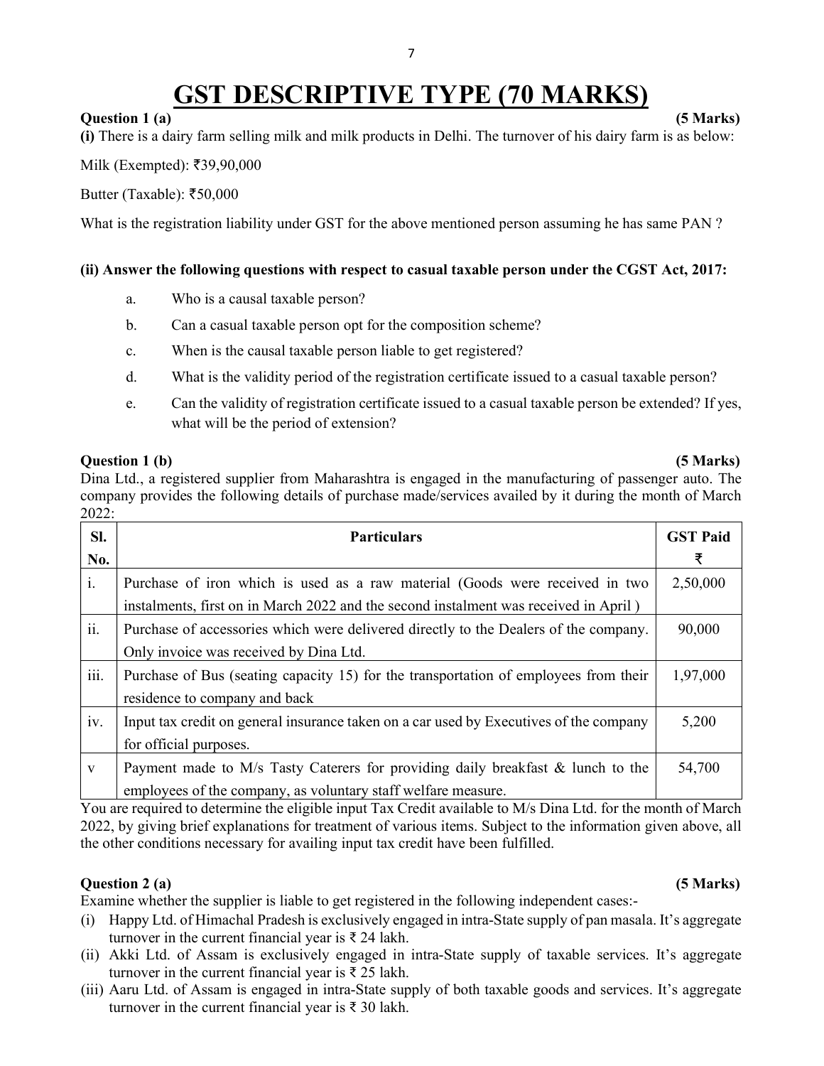# GST DESCRIPTIVE TYPE (70 MARKS)

**Question 1 (a)** **(5 Marks)**

**(i)** There is a dairy farm selling milk and milk products in Delhi. The turnover of his dairy farm is as below:

Milk (Exempted): ₹39,90,000

Butter (Taxable): ₹50,000

What is the registration liability under GST for the above mentioned person assuming he has same PAN ?

**(ii) Answer the following questions with respect to casual taxable person under the CGST Act, 2017:**

a. Who is a causal taxable person?

b. Can a casual taxable person opt for the composition scheme?

c. When is the causal taxable person liable to get registered?

d. What is the validity period of the registration certificate issued to a casual taxable person?

e. Can the validity of registration certificate issued to a casual taxable person be extended? If yes, what will be the period of extension?

**Question 1 (b)** **(5 Marks)**

Dina Ltd., a registered supplier from Maharashtra is engaged in the manufacturing of passenger auto. The company provides the following details of purchase made/services availed by it during the month of March 2022:

| Sl. No. | Particulars | GST Paid ₹ |
|---|---|---|
| i. | Purchase of iron which is used as a raw material (Goods were received in two instalments, first on in March 2022 and the second instalment was received in April ) | 2,50,000 |
| ii. | Purchase of accessories which were delivered directly to the Dealers of the company. Only invoice was received by Dina Ltd. | 90,000 |
| iii. | Purchase of Bus (seating capacity 15) for the transportation of employees from their residence to company and back | 1,97,000 |
| iv. | Input tax credit on general insurance taken on a car used by Executives of the company for official purposes. | 5,200 |
| v | Payment made to M/s Tasty Caterers for providing daily breakfast & lunch to the employees of the company, as voluntary staff welfare measure. | 54,700 |

You are required to determine the eligible input Tax Credit available to M/s Dina Ltd. for the month of March 2022, by giving brief explanations for treatment of various items. Subject to the information given above, all the other conditions necessary for availing input tax credit have been fulfilled.

**Question 2 (a)** **(5 Marks)**

Examine whether the supplier is liable to get registered in the following independent cases:-

(i) Happy Ltd. of Himachal Pradesh is exclusively engaged in intra-State supply of pan masala. It's aggregate turnover in the current financial year is ₹ 24 lakh.

(ii) Akki Ltd. of Assam is exclusively engaged in intra-State supply of taxable services. It's aggregate turnover in the current financial year is ₹ 25 lakh.

(iii) Aaru Ltd. of Assam is engaged in intra-State supply of both taxable goods and services. It's aggregate turnover in the current financial year is ₹ 30 lakh.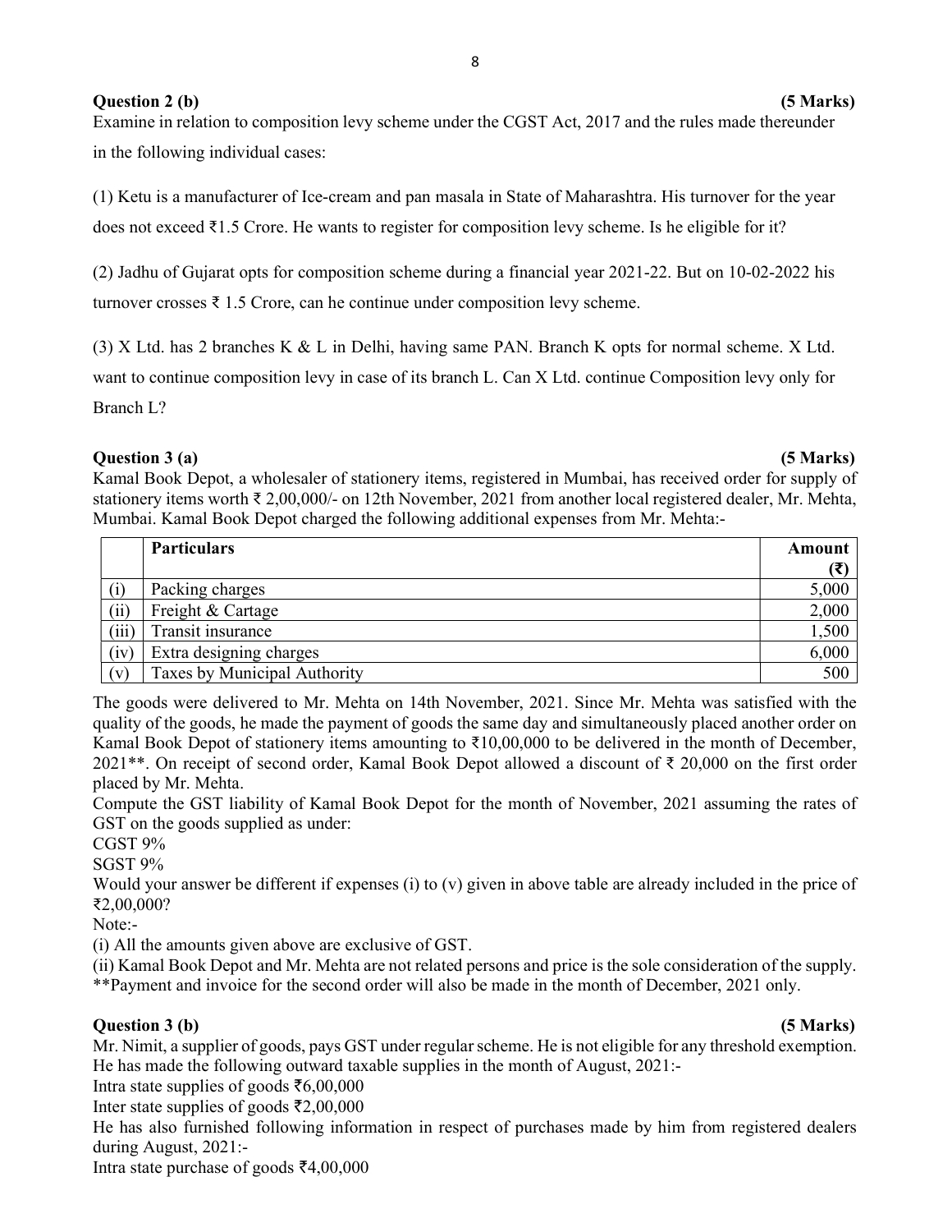**Question 2 (b)** **(5 Marks)**

Examine in relation to composition levy scheme under the CGST Act, 2017 and the rules made thereunder in the following individual cases:

(1) Ketu is a manufacturer of Ice-cream and pan masala in State of Maharashtra. His turnover for the year does not exceed ₹1.5 Crore. He wants to register for composition levy scheme. Is he eligible for it?

(2) Jadhu of Gujarat opts for composition scheme during a financial year 2021-22. But on 10-02-2022 his turnover crosses ₹ 1.5 Crore, can he continue under composition levy scheme.

(3) X Ltd. has 2 branches K & L in Delhi, having same PAN. Branch K opts for normal scheme. X Ltd. want to continue composition levy in case of its branch L. Can X Ltd. continue Composition levy only for Branch L?

**Question 3 (a)** **(5 Marks)**

Kamal Book Depot, a wholesaler of stationery items, registered in Mumbai, has received order for supply of stationery items worth ₹ 2,00,000/- on 12th November, 2021 from another local registered dealer, Mr. Mehta, Mumbai. Kamal Book Depot charged the following additional expenses from Mr. Mehta:-

| | **Particulars** | **Amount (₹)** |
|---|---|---|
| (i) | Packing charges | 5,000 |
| (ii) | Freight & Cartage | 2,000 |
| (iii) | Transit insurance | 1,500 |
| (iv) | Extra designing charges | 6,000 |
| (v) | Taxes by Municipal Authority | 500 |

The goods were delivered to Mr. Mehta on 14th November, 2021. Since Mr. Mehta was satisfied with the quality of the goods, he made the payment of goods the same day and simultaneously placed another order on Kamal Book Depot of stationery items amounting to ₹10,00,000 to be delivered in the month of December, 2021**. On receipt of second order, Kamal Book Depot allowed a discount of ₹ 20,000 on the first order placed by Mr. Mehta.

Compute the GST liability of Kamal Book Depot for the month of November, 2021 assuming the rates of GST on the goods supplied as under:

CGST 9%

SGST 9%

Would your answer be different if expenses (i) to (v) given in above table are already included in the price of ₹2,00,000?

Note:-

(i) All the amounts given above are exclusive of GST.

(ii) Kamal Book Depot and Mr. Mehta are not related persons and price is the sole consideration of the supply.

**Payment and invoice for the second order will also be made in the month of December, 2021 only.

**Question 3 (b)** **(5 Marks)**

Mr. Nimit, a supplier of goods, pays GST under regular scheme. He is not eligible for any threshold exemption. He has made the following outward taxable supplies in the month of August, 2021:-

Intra state supplies of goods ₹6,00,000

Inter state supplies of goods ₹2,00,000

He has also furnished following information in respect of purchases made by him from registered dealers during August, 2021:-

Intra state purchase of goods ₹4,00,000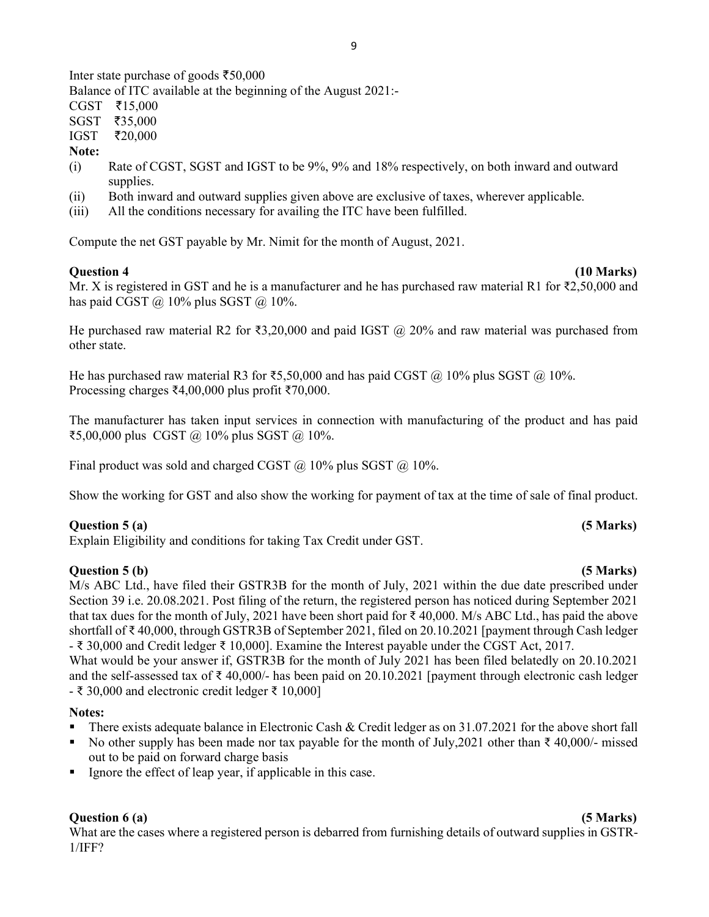Inter state purchase of goods ₹50,000

Balance of ITC available at the beginning of the August 2021:-

CGST ₹15,000

SGST ₹35,000

IGST ₹20,000

**Note:**

(i) Rate of CGST, SGST and IGST to be 9%, 9% and 18% respectively, on both inward and outward supplies.

(ii) Both inward and outward supplies given above are exclusive of taxes, wherever applicable.

(iii) All the conditions necessary for availing the ITC have been fulfilled.

Compute the net GST payable by Mr. Nimit for the month of August, 2021.

**Question 4** **(10 Marks)**

Mr. X is registered in GST and he is a manufacturer and he has purchased raw material R1 for ₹2,50,000 and has paid CGST @ 10% plus SGST @ 10%.

He purchased raw material R2 for ₹3,20,000 and paid IGST @ 20% and raw material was purchased from other state.

He has purchased raw material R3 for ₹5,50,000 and has paid CGST @ 10% plus SGST @ 10%.
Processing charges ₹4,00,000 plus profit ₹70,000.

The manufacturer has taken input services in connection with manufacturing of the product and has paid ₹5,00,000 plus CGST @ 10% plus SGST @ 10%.

Final product was sold and charged CGST @ 10% plus SGST @ 10%.

Show the working for GST and also show the working for payment of tax at the time of sale of final product.

**Question 5 (a)** **(5 Marks)**

Explain Eligibility and conditions for taking Tax Credit under GST.

**Question 5 (b)** **(5 Marks)**

M/s ABC Ltd., have filed their GSTR3B for the month of July, 2021 within the due date prescribed under Section 39 i.e. 20.08.2021. Post filing of the return, the registered person has noticed during September 2021 that tax dues for the month of July, 2021 have been short paid for ₹ 40,000. M/s ABC Ltd., has paid the above shortfall of ₹ 40,000, through GSTR3B of September 2021, filed on 20.10.2021 [payment through Cash ledger - ₹ 30,000 and Credit ledger ₹ 10,000]. Examine the Interest payable under the CGST Act, 2017.

What would be your answer if, GSTR3B for the month of July 2021 has been filed belatedly on 20.10.2021 and the self-assessed tax of ₹ 40,000/- has been paid on 20.10.2021 [payment through electronic cash ledger - ₹ 30,000 and electronic credit ledger ₹ 10,000]

**Notes:**

- There exists adequate balance in Electronic Cash & Credit ledger as on 31.07.2021 for the above short fall
- No other supply has been made nor tax payable for the month of July,2021 other than ₹ 40,000/- missed out to be paid on forward charge basis
- Ignore the effect of leap year, if applicable in this case.

**Question 6 (a)** **(5 Marks)**

What are the cases where a registered person is debarred from furnishing details of outward supplies in GSTR-1/IFF?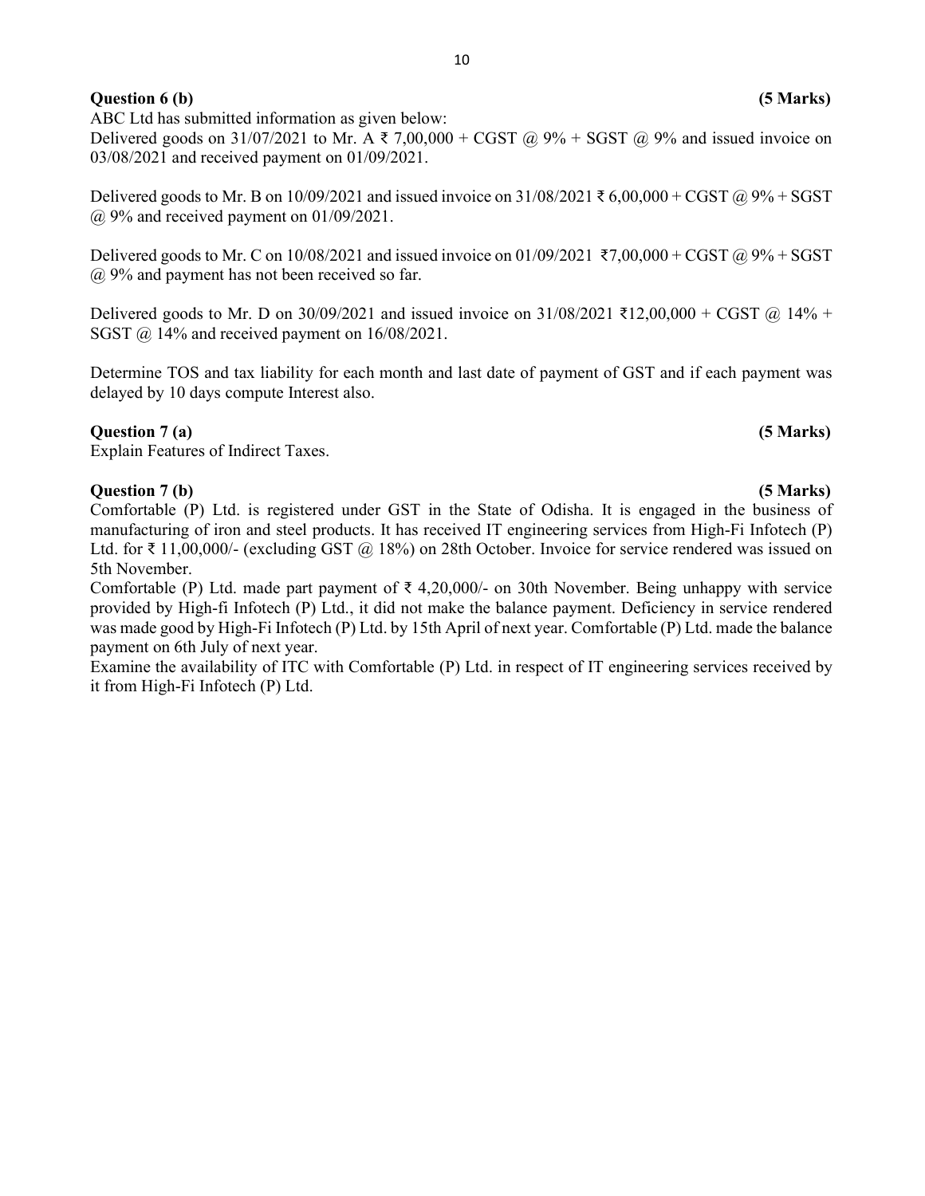**Question 6 (b)** **(5 Marks)**

ABC Ltd has submitted information as given below:

Delivered goods on 31/07/2021 to Mr. A ₹ 7,00,000 + CGST @ 9% + SGST @ 9% and issued invoice on 03/08/2021 and received payment on 01/09/2021.

Delivered goods to Mr. B on 10/09/2021 and issued invoice on 31/08/2021 ₹ 6,00,000 + CGST @ 9% + SGST @ 9% and received payment on 01/09/2021.

Delivered goods to Mr. C on 10/08/2021 and issued invoice on 01/09/2021 ₹7,00,000 + CGST @ 9% + SGST @ 9% and payment has not been received so far.

Delivered goods to Mr. D on 30/09/2021 and issued invoice on 31/08/2021 ₹12,00,000 + CGST @ 14% + SGST @ 14% and received payment on 16/08/2021.

Determine TOS and tax liability for each month and last date of payment of GST and if each payment was delayed by 10 days compute Interest also.

**Question 7 (a)** **(5 Marks)**

Explain Features of Indirect Taxes.

**Question 7 (b)** **(5 Marks)**

Comfortable (P) Ltd. is registered under GST in the State of Odisha. It is engaged in the business of manufacturing of iron and steel products. It has received IT engineering services from High-Fi Infotech (P) Ltd. for ₹ 11,00,000/- (excluding GST @ 18%) on 28th October. Invoice for service rendered was issued on 5th November.

Comfortable (P) Ltd. made part payment of ₹ 4,20,000/- on 30th November. Being unhappy with service provided by High-fi Infotech (P) Ltd., it did not make the balance payment. Deficiency in service rendered was made good by High-Fi Infotech (P) Ltd. by 15th April of next year. Comfortable (P) Ltd. made the balance payment on 6th July of next year.

Examine the availability of ITC with Comfortable (P) Ltd. in respect of IT engineering services received by it from High-Fi Infotech (P) Ltd.